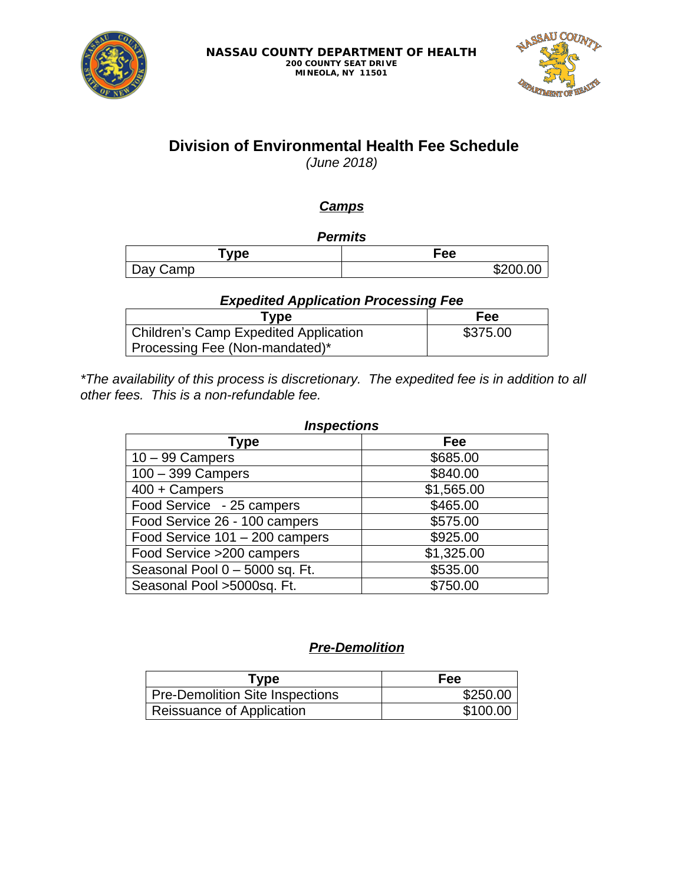**NASSAU COUNTY DEPARTMENT OF HEALTH**
**200 COUNTY SEAT DRIVE**
**MINEOLA, NY 11501**

# Division of Environmental Health Fee Schedule

*(June 2018)*

## ***Camps***

### *Permits*

| Type | Fee |
|---|---|
| Day Camp | $200.00 |

### *Expedited Application Processing Fee*

| Type | Fee |
|---|---|
| Children's Camp Expedited Application Processing Fee (Non-mandated)* | $375.00 |

**The availability of this process is discretionary. The expedited fee is in addition to all other fees. This is a non-refundable fee.*

### *Inspections*

| Type | Fee |
|---|---|
| 10 – 99 Campers | $685.00 |
| 100 – 399 Campers | $840.00 |
| 400 + Campers | $1,565.00 |
| Food Service - 25 campers | $465.00 |
| Food Service 26 - 100 campers | $575.00 |
| Food Service 101 – 200 campers | $925.00 |
| Food Service >200 campers | $1,325.00 |
| Seasonal Pool 0 – 5000 sq. Ft. | $535.00 |
| Seasonal Pool >5000sq. Ft. | $750.00 |

## ***Pre-Demolition***

| Type | Fee |
|---|---|
| Pre-Demolition Site Inspections | $250.00 |
| Reissuance of Application | $100.00 |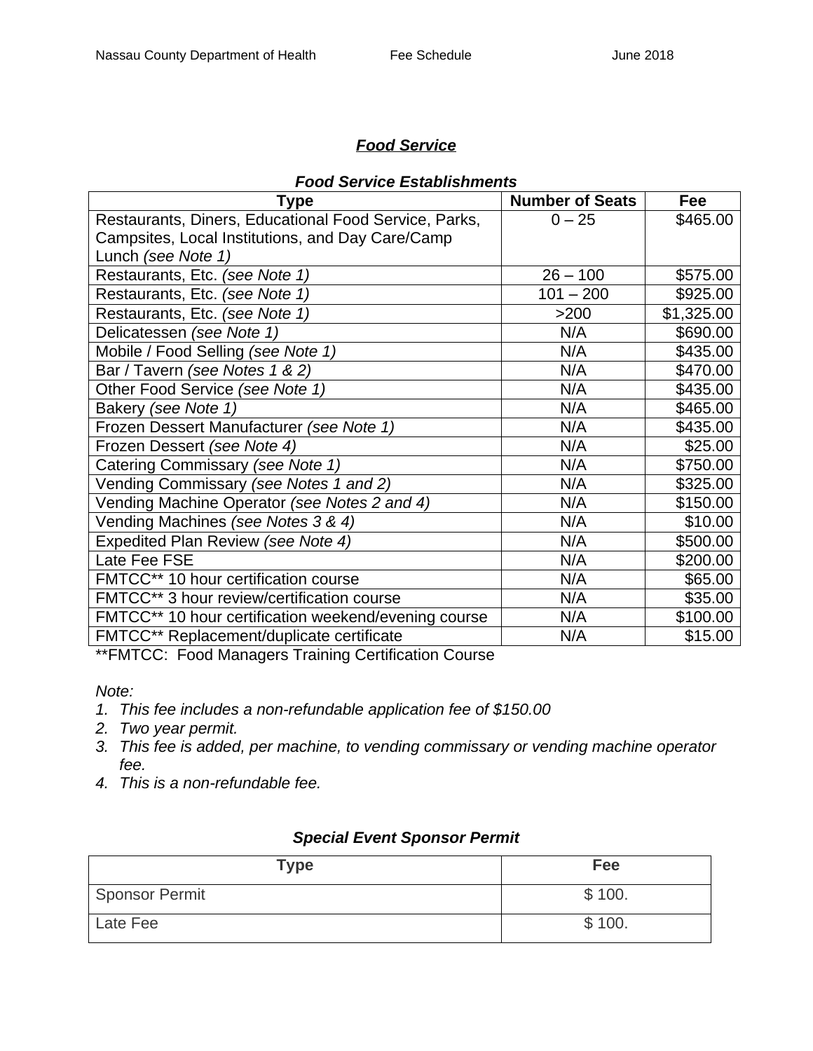## ***Food Service***

### ***Food Service Establishments***

| Type | Number of Seats | Fee |
|---|---|---|
| Restaurants, Diners, Educational Food Service, Parks, Campsites, Local Institutions, and Day Care/Camp Lunch *(see Note 1)* | 0 – 25 | $465.00 |
| Restaurants, Etc. *(see Note 1)* | 26 – 100 | $575.00 |
| Restaurants, Etc. *(see Note 1)* | 101 – 200 | $925.00 |
| Restaurants, Etc. *(see Note 1)* | >200 | $1,325.00 |
| Delicatessen *(see Note 1)* | N/A | $690.00 |
| Mobile / Food Selling *(see Note 1)* | N/A | $435.00 |
| Bar / Tavern *(see Notes 1 & 2)* | N/A | $470.00 |
| Other Food Service *(see Note 1)* | N/A | $435.00 |
| Bakery *(see Note 1)* | N/A | $465.00 |
| Frozen Dessert Manufacturer *(see Note 1)* | N/A | $435.00 |
| Frozen Dessert *(see Note 4)* | N/A | $25.00 |
| Catering Commissary *(see Note 1)* | N/A | $750.00 |
| Vending Commissary *(see Notes 1 and 2)* | N/A | $325.00 |
| Vending Machine Operator *(see Notes 2 and 4)* | N/A | $150.00 |
| Vending Machines *(see Notes 3 & 4)* | N/A | $10.00 |
| Expedited Plan Review *(see Note 4)* | N/A | $500.00 |
| Late Fee FSE | N/A | $200.00 |
| FMTCC** 10 hour certification course | N/A | $65.00 |
| FMTCC** 3 hour review/certification course | N/A | $35.00 |
| FMTCC** 10 hour certification weekend/evening course | N/A | $100.00 |
| FMTCC** Replacement/duplicate certificate | N/A | $15.00 |

**FMTCC: Food Managers Training Certification Course

*Note:*

1. *This fee includes a non-refundable application fee of $150.00*
2. *Two year permit.*
3. *This fee is added, per machine, to vending commissary or vending machine operator fee.*
4. *This is a non-refundable fee.*

### ***Special Event Sponsor Permit***

| Type | Fee |
|---|---|
| Sponsor Permit | $ 100. |
| Late Fee | $ 100. |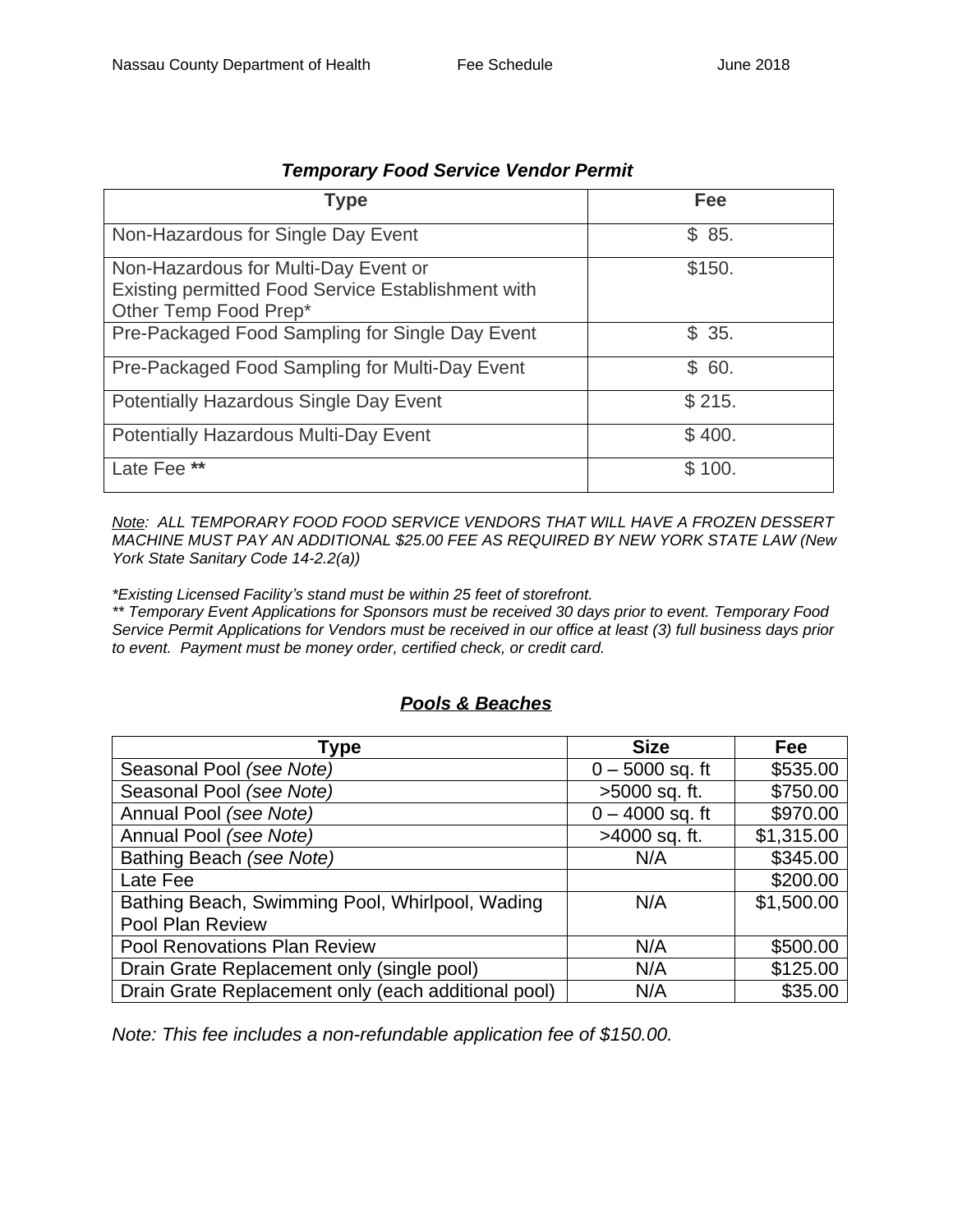### *Temporary Food Service Vendor Permit*

| Type | Fee |
|---|---|
| Non-Hazardous for Single Day Event | $ 85. |
| Non-Hazardous for Multi-Day Event or Existing permitted Food Service Establishment with Other Temp Food Prep* | $150. |
| Pre-Packaged Food Sampling for Single Day Event | $ 35. |
| Pre-Packaged Food Sampling for Multi-Day Event | $ 60. |
| Potentially Hazardous Single Day Event | $ 215. |
| Potentially Hazardous Multi-Day Event | $ 400. |
| Late Fee ** | $ 100. |

*Note: ALL TEMPORARY FOOD FOOD SERVICE VENDORS THAT WILL HAVE A FROZEN DESSERT MACHINE MUST PAY AN ADDITIONAL $25.00 FEE AS REQUIRED BY NEW YORK STATE LAW (New York State Sanitary Code 14-2.2(a))*

*\*Existing Licensed Facility's stand must be within 25 feet of storefront.*
*\*\* Temporary Event Applications for Sponsors must be received 30 days prior to event. Temporary Food Service Permit Applications for Vendors must be received in our office at least (3) full business days prior to event. Payment must be money order, certified check, or credit card.*

### ***Pools & Beaches***

| Type | Size | Fee |
|---|---|---|
| Seasonal Pool *(see Note)* | 0 – 5000 sq. ft | $535.00 |
| Seasonal Pool *(see Note)* | >5000 sq. ft. | $750.00 |
| Annual Pool *(see Note)* | 0 – 4000 sq. ft | $970.00 |
| Annual Pool *(see Note)* | >4000 sq. ft. | $1,315.00 |
| Bathing Beach *(see Note)* | N/A | $345.00 |
| Late Fee | | $200.00 |
| Bathing Beach, Swimming Pool, Whirlpool, Wading Pool Plan Review | N/A | $1,500.00 |
| Pool Renovations Plan Review | N/A | $500.00 |
| Drain Grate Replacement only (single pool) | N/A | $125.00 |
| Drain Grate Replacement only (each additional pool) | N/A | $35.00 |

*Note: This fee includes a non-refundable application fee of $150.00.*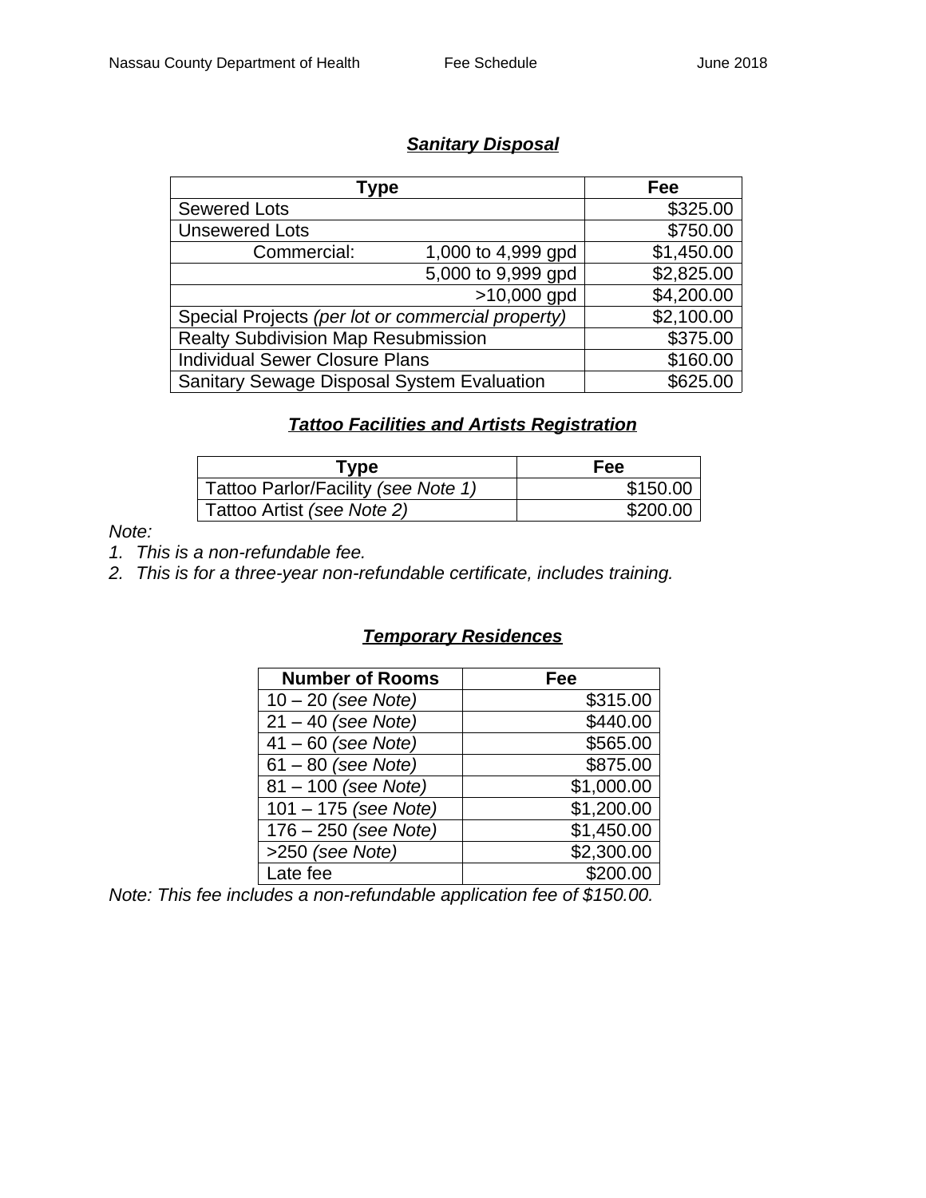## ***Sanitary Disposal***

| Type | | Fee |
|---|---|---|
| Sewered Lots | | $325.00 |
| Unsewered Lots | | $750.00 |
| Commercial: | 1,000 to 4,999 gpd | $1,450.00 |
| | 5,000 to 9,999 gpd | $2,825.00 |
| | >10,000 gpd | $4,200.00 |
| Special Projects *(per lot or commercial property)* | | $2,100.00 |
| Realty Subdivision Map Resubmission | | $375.00 |
| Individual Sewer Closure Plans | | $160.00 |
| Sanitary Sewage Disposal System Evaluation | | $625.00 |

## ***Tattoo Facilities and Artists Registration***

| Type | Fee |
|---|---|
| Tattoo Parlor/Facility *(see Note 1)* | $150.00 |
| Tattoo Artist *(see Note 2)* | $200.00 |

*Note:*

1. *This is a non-refundable fee.*
2. *This is for a three-year non-refundable certificate, includes training.*

## ***Temporary Residences***

| Number of Rooms | Fee |
|---|---|
| 10 – 20 *(see Note)* | $315.00 |
| 21 – 40 *(see Note)* | $440.00 |
| 41 – 60 *(see Note)* | $565.00 |
| 61 – 80 *(see Note)* | $875.00 |
| 81 – 100 *(see Note)* | $1,000.00 |
| 101 – 175 *(see Note)* | $1,200.00 |
| 176 – 250 *(see Note)* | $1,450.00 |
| >250 *(see Note)* | $2,300.00 |
| Late fee | $200.00 |

*Note: This fee includes a non-refundable application fee of $150.00.*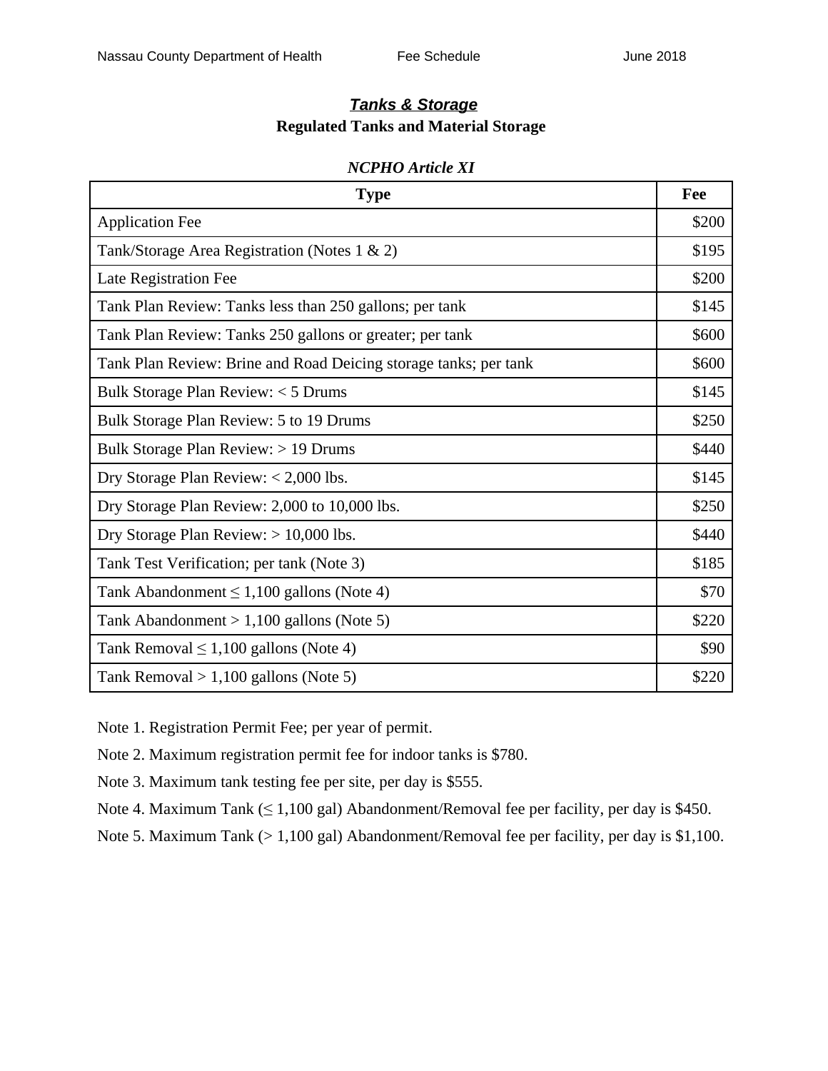## ***Tanks & Storage***

**Regulated Tanks and Material Storage**

***NCPHO Article XI***

| Type | Fee |
|---|---|
| Application Fee | $200 |
| Tank/Storage Area Registration (Notes 1 & 2) | $195 |
| Late Registration Fee | $200 |
| Tank Plan Review: Tanks less than 250 gallons; per tank | $145 |
| Tank Plan Review: Tanks 250 gallons or greater; per tank | $600 |
| Tank Plan Review: Brine and Road Deicing storage tanks; per tank | $600 |
| Bulk Storage Plan Review: < 5 Drums | $145 |
| Bulk Storage Plan Review: 5 to 19 Drums | $250 |
| Bulk Storage Plan Review: > 19 Drums | $440 |
| Dry Storage Plan Review: < 2,000 lbs. | $145 |
| Dry Storage Plan Review: 2,000 to 10,000 lbs. | $250 |
| Dry Storage Plan Review: > 10,000 lbs. | $440 |
| Tank Test Verification; per tank (Note 3) | $185 |
| Tank Abandonment ≤ 1,100 gallons (Note 4) | $70 |
| Tank Abandonment > 1,100 gallons (Note 5) | $220 |
| Tank Removal ≤ 1,100 gallons (Note 4) | $90 |
| Tank Removal > 1,100 gallons (Note 5) | $220 |

Note 1. Registration Permit Fee; per year of permit.

Note 2. Maximum registration permit fee for indoor tanks is $780.

Note 3. Maximum tank testing fee per site, per day is $555.

Note 4. Maximum Tank (≤ 1,100 gal) Abandonment/Removal fee per facility, per day is $450.

Note 5. Maximum Tank (> 1,100 gal) Abandonment/Removal fee per facility, per day is $1,100.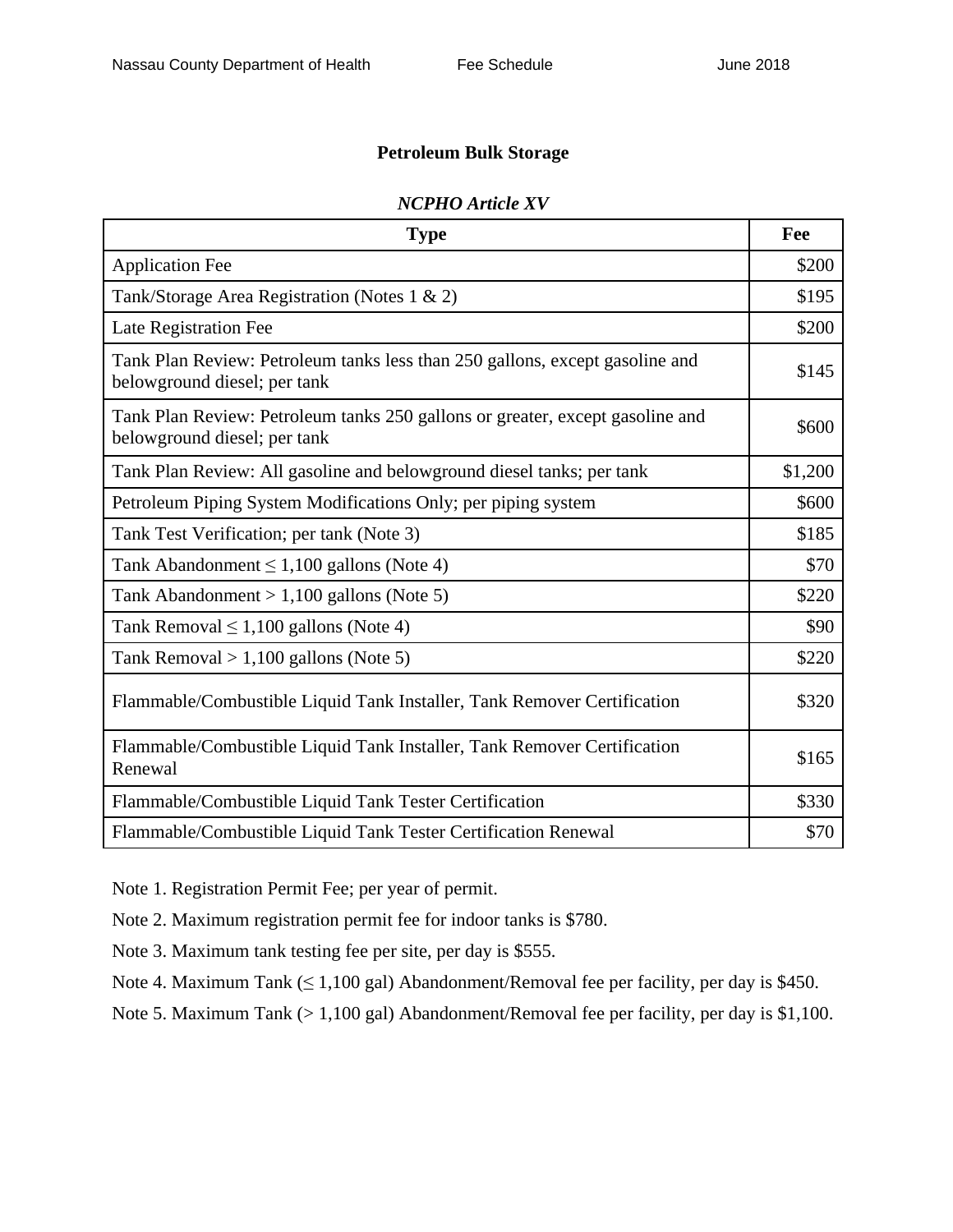## Petroleum Bulk Storage

### *NCPHO Article XV*

| Type | Fee |
|---|---:|
| Application Fee | $200 |
| Tank/Storage Area Registration (Notes 1 & 2) | $195 |
| Late Registration Fee | $200 |
| Tank Plan Review: Petroleum tanks less than 250 gallons, except gasoline and belowground diesel; per tank | $145 |
| Tank Plan Review: Petroleum tanks 250 gallons or greater, except gasoline and belowground diesel; per tank | $600 |
| Tank Plan Review: All gasoline and belowground diesel tanks; per tank | $1,200 |
| Petroleum Piping System Modifications Only; per piping system | $600 |
| Tank Test Verification; per tank (Note 3) | $185 |
| Tank Abandonment ≤ 1,100 gallons (Note 4) | $70 |
| Tank Abandonment > 1,100 gallons (Note 5) | $220 |
| Tank Removal ≤ 1,100 gallons (Note 4) | $90 |
| Tank Removal > 1,100 gallons (Note 5) | $220 |
| Flammable/Combustible Liquid Tank Installer, Tank Remover Certification | $320 |
| Flammable/Combustible Liquid Tank Installer, Tank Remover Certification Renewal | $165 |
| Flammable/Combustible Liquid Tank Tester Certification | $330 |
| Flammable/Combustible Liquid Tank Tester Certification Renewal | $70 |

Note 1. Registration Permit Fee; per year of permit.

Note 2. Maximum registration permit fee for indoor tanks is $780.

Note 3. Maximum tank testing fee per site, per day is $555.

Note 4. Maximum Tank (≤ 1,100 gal) Abandonment/Removal fee per facility, per day is $450.

Note 5. Maximum Tank (> 1,100 gal) Abandonment/Removal fee per facility, per day is $1,100.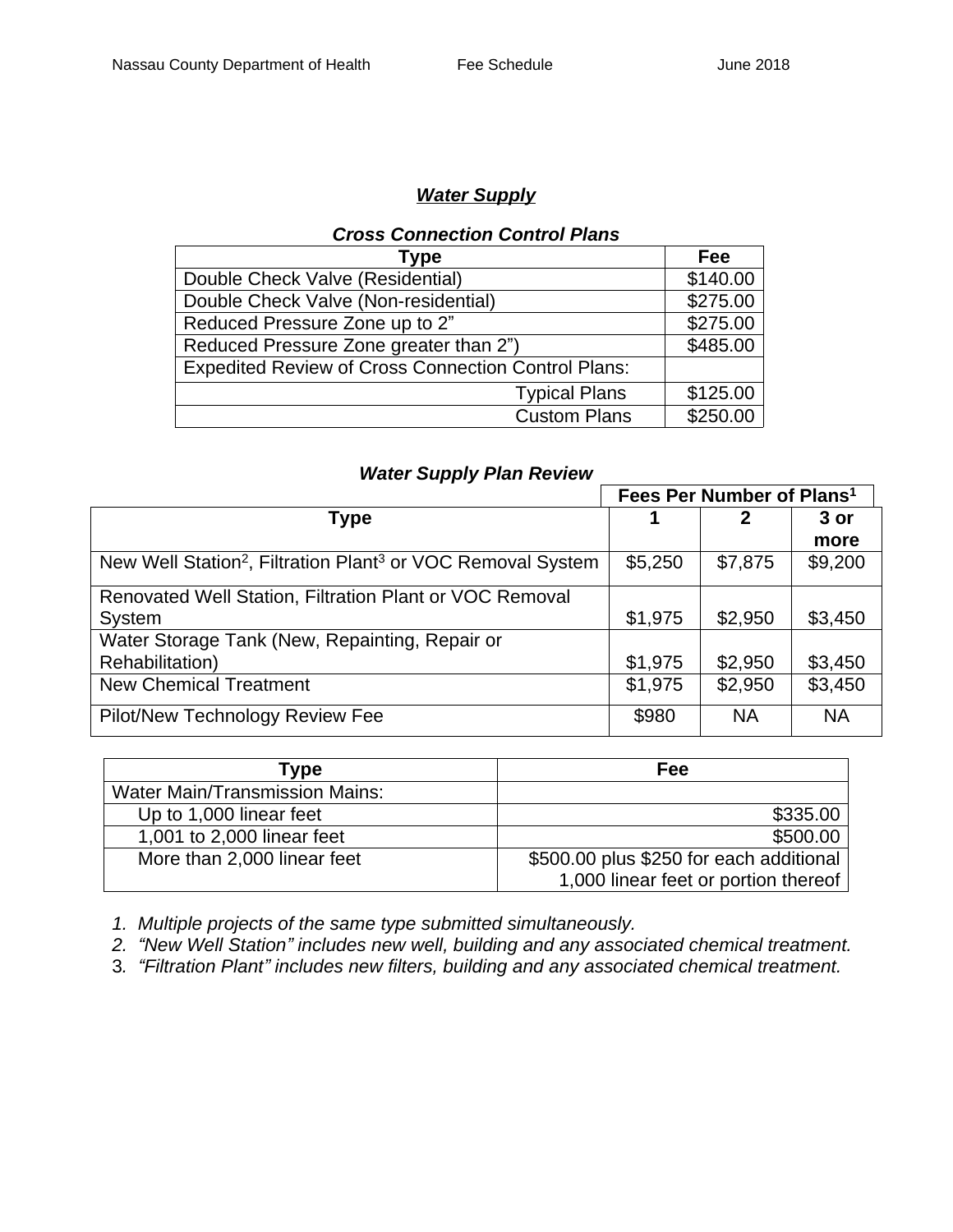## *Water Supply*

### *Cross Connection Control Plans*

| Type | Fee |
|---|---|
| Double Check Valve (Residential) | $140.00 |
| Double Check Valve (Non-residential) | $275.00 |
| Reduced Pressure Zone up to 2" | $275.00 |
| Reduced Pressure Zone greater than 2") | $485.00 |
| Expedited Review of Cross Connection Control Plans: | |
| Typical Plans | $125.00 |
| Custom Plans | $250.00 |

### *Water Supply Plan Review*

| | Fees Per Number of Plans[1] | | |
|---|---|---|---|
| **Type** | **1** | **2** | **3 or more** |
| New Well Station[2], Filtration Plant[3] or VOC Removal System | $5,250 | $7,875 | $9,200 |
| Renovated Well Station, Filtration Plant or VOC Removal System | $1,975 | $2,950 | $3,450 |
| Water Storage Tank (New, Repainting, Repair or Rehabilitation) | $1,975 | $2,950 | $3,450 |
| New Chemical Treatment | $1,975 | $2,950 | $3,450 |
| Pilot/New Technology Review Fee | $980 | NA | NA |

| Type | Fee |
|---|---|
| Water Main/Transmission Mains: | |
| Up to 1,000 linear feet | $335.00 |
| 1,001 to 2,000 linear feet | $500.00 |
| More than 2,000 linear feet | $500.00 plus $250 for each additional 1,000 linear feet or portion thereof |

1. *Multiple projects of the same type submitted simultaneously.*
2. *"New Well Station" includes new well, building and any associated chemical treatment.*
3. *"Filtration Plant" includes new filters, building and any associated chemical treatment.*